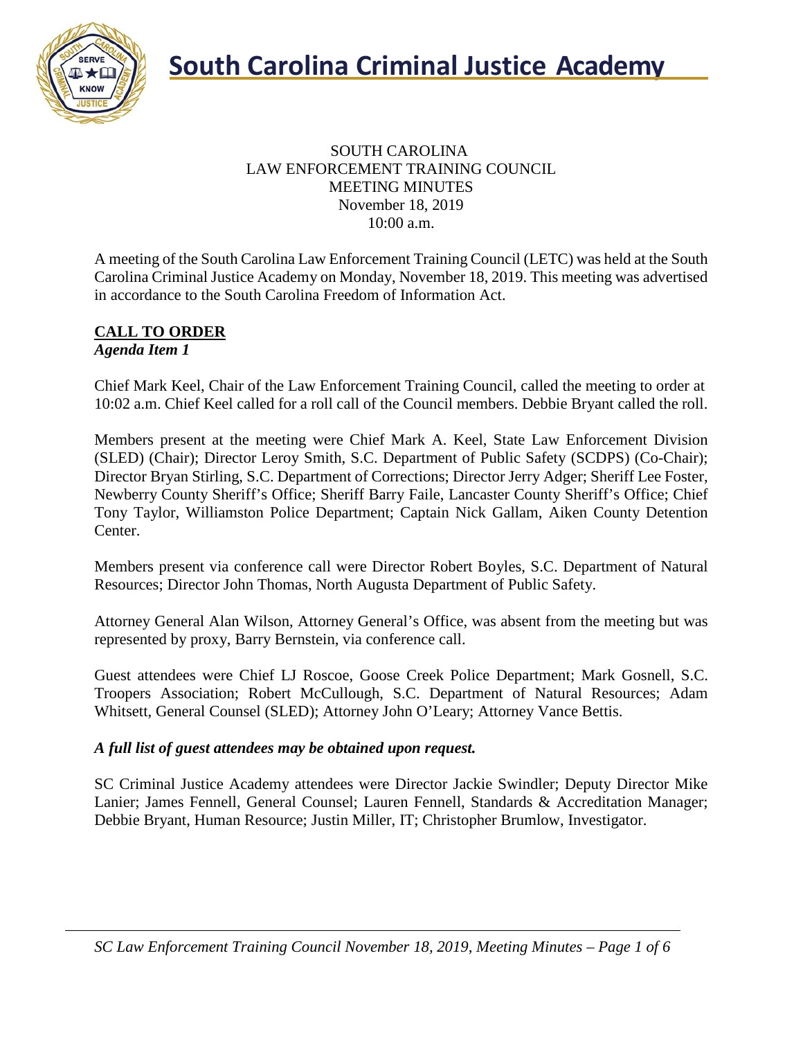# South Carolina Criminal Justice Academy

SOUTH CAROLINA
LAW ENFORCEMENT TRAINING COUNCIL
MEETING MINUTES
November 18, 2019
10:00 a.m.

A meeting of the South Carolina Law Enforcement Training Council (LETC) was held at the South Carolina Criminal Justice Academy on Monday, November 18, 2019. This meeting was advertised in accordance to the South Carolina Freedom of Information Act.

## CALL TO ORDER

***Agenda Item 1***

Chief Mark Keel, Chair of the Law Enforcement Training Council, called the meeting to order at 10:02 a.m. Chief Keel called for a roll call of the Council members. Debbie Bryant called the roll.

Members present at the meeting were Chief Mark A. Keel, State Law Enforcement Division (SLED) (Chair); Director Leroy Smith, S.C. Department of Public Safety (SCDPS) (Co-Chair); Director Bryan Stirling, S.C. Department of Corrections; Director Jerry Adger; Sheriff Lee Foster, Newberry County Sheriff's Office; Sheriff Barry Faile, Lancaster County Sheriff's Office; Chief Tony Taylor, Williamston Police Department; Captain Nick Gallam, Aiken County Detention Center.

Members present via conference call were Director Robert Boyles, S.C. Department of Natural Resources; Director John Thomas, North Augusta Department of Public Safety.

Attorney General Alan Wilson, Attorney General's Office, was absent from the meeting but was represented by proxy, Barry Bernstein, via conference call.

Guest attendees were Chief LJ Roscoe, Goose Creek Police Department; Mark Gosnell, S.C. Troopers Association; Robert McCullough, S.C. Department of Natural Resources; Adam Whitsett, General Counsel (SLED); Attorney John O'Leary; Attorney Vance Bettis.

***A full list of guest attendees may be obtained upon request.***

SC Criminal Justice Academy attendees were Director Jackie Swindler; Deputy Director Mike Lanier; James Fennell, General Counsel; Lauren Fennell, Standards & Accreditation Manager; Debbie Bryant, Human Resource; Justin Miller, IT; Christopher Brumlow, Investigator.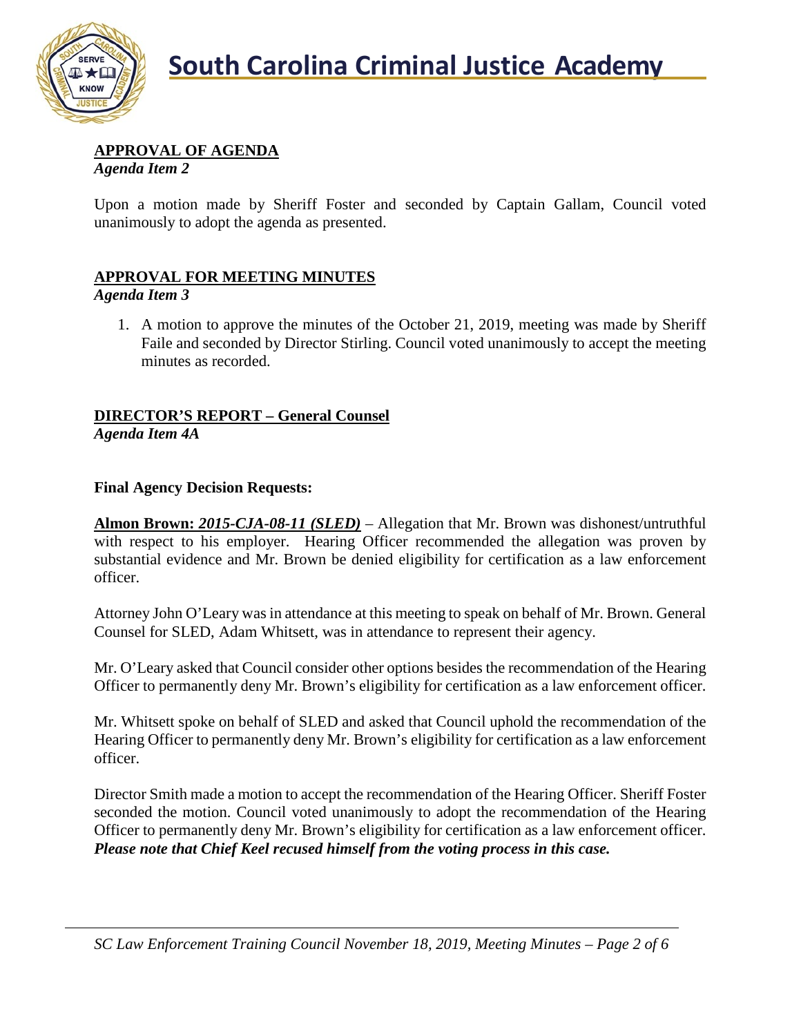## APPROVAL OF AGENDA
*Agenda Item 2*

Upon a motion made by Sheriff Foster and seconded by Captain Gallam, Council voted unanimously to adopt the agenda as presented.

## APPROVAL FOR MEETING MINUTES
*Agenda Item 3*

1. A motion to approve the minutes of the October 21, 2019, meeting was made by Sheriff Faile and seconded by Director Stirling. Council voted unanimously to accept the meeting minutes as recorded.

## DIRECTOR'S REPORT – General Counsel
*Agenda Item 4A*

**Final Agency Decision Requests:**

**Almon Brown:** ***2015-CJA-08-11 (SLED)*** – Allegation that Mr. Brown was dishonest/untruthful with respect to his employer. Hearing Officer recommended the allegation was proven by substantial evidence and Mr. Brown be denied eligibility for certification as a law enforcement officer.

Attorney John O'Leary was in attendance at this meeting to speak on behalf of Mr. Brown. General Counsel for SLED, Adam Whitsett, was in attendance to represent their agency.

Mr. O'Leary asked that Council consider other options besides the recommendation of the Hearing Officer to permanently deny Mr. Brown's eligibility for certification as a law enforcement officer.

Mr. Whitsett spoke on behalf of SLED and asked that Council uphold the recommendation of the Hearing Officer to permanently deny Mr. Brown's eligibility for certification as a law enforcement officer.

Director Smith made a motion to accept the recommendation of the Hearing Officer. Sheriff Foster seconded the motion. Council voted unanimously to adopt the recommendation of the Hearing Officer to permanently deny Mr. Brown's eligibility for certification as a law enforcement officer. ***Please note that Chief Keel recused himself from the voting process in this case.***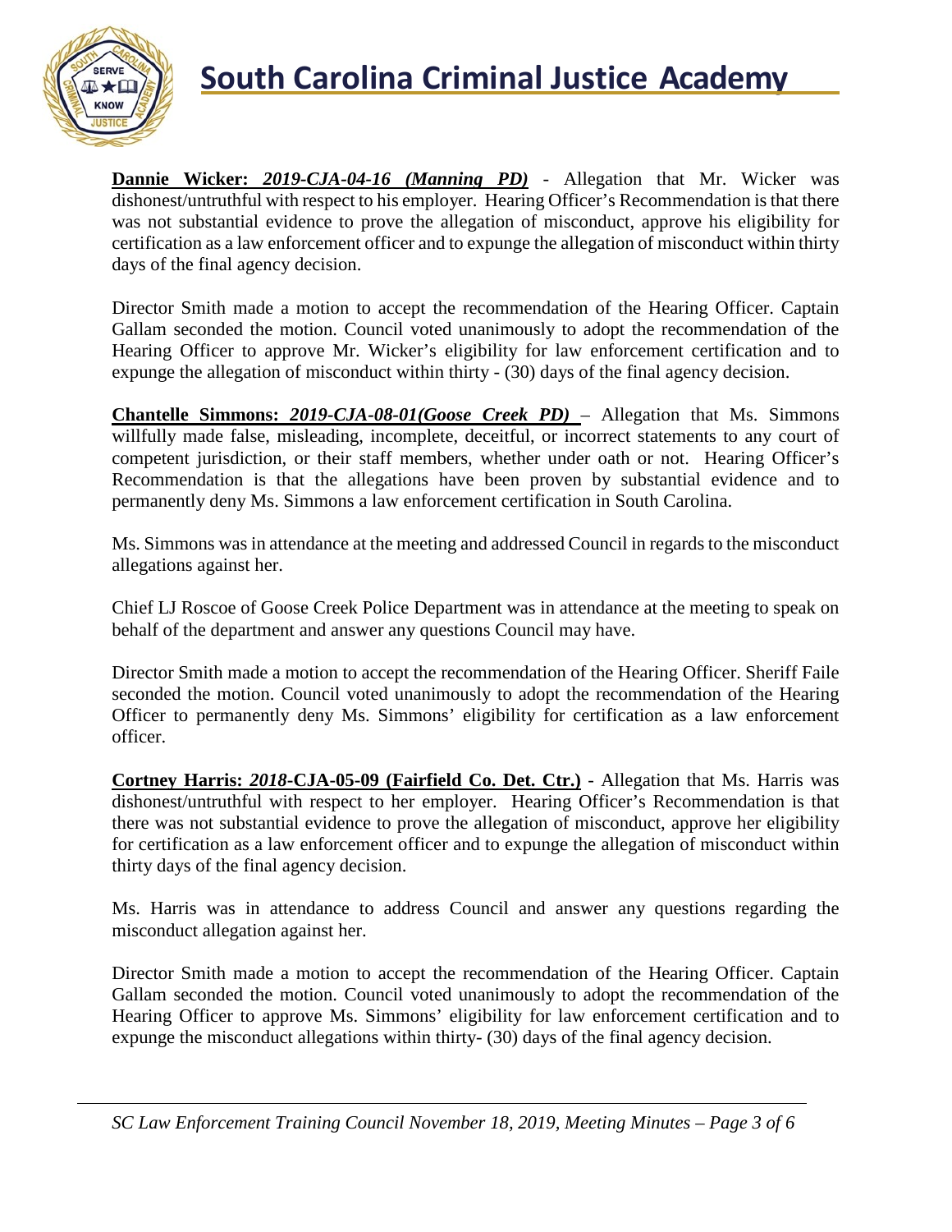**Dannie Wicker: *2019-CJA-04-16 (Manning PD)*** - Allegation that Mr. Wicker was dishonest/untruthful with respect to his employer. Hearing Officer's Recommendation is that there was not substantial evidence to prove the allegation of misconduct, approve his eligibility for certification as a law enforcement officer and to expunge the allegation of misconduct within thirty days of the final agency decision.

Director Smith made a motion to accept the recommendation of the Hearing Officer. Captain Gallam seconded the motion. Council voted unanimously to adopt the recommendation of the Hearing Officer to approve Mr. Wicker's eligibility for law enforcement certification and to expunge the allegation of misconduct within thirty - (30) days of the final agency decision.

**Chantelle Simmons: *2019-CJA-08-01(Goose Creek PD)*** – Allegation that Ms. Simmons willfully made false, misleading, incomplete, deceitful, or incorrect statements to any court of competent jurisdiction, or their staff members, whether under oath or not. Hearing Officer's Recommendation is that the allegations have been proven by substantial evidence and to permanently deny Ms. Simmons a law enforcement certification in South Carolina.

Ms. Simmons was in attendance at the meeting and addressed Council in regards to the misconduct allegations against her.

Chief LJ Roscoe of Goose Creek Police Department was in attendance at the meeting to speak on behalf of the department and answer any questions Council may have.

Director Smith made a motion to accept the recommendation of the Hearing Officer. Sheriff Faile seconded the motion. Council voted unanimously to adopt the recommendation of the Hearing Officer to permanently deny Ms. Simmons' eligibility for certification as a law enforcement officer.

**Cortney Harris: *2018*-CJA-05-09 (Fairfield Co. Det. Ctr.)** - Allegation that Ms. Harris was dishonest/untruthful with respect to her employer. Hearing Officer's Recommendation is that there was not substantial evidence to prove the allegation of misconduct, approve her eligibility for certification as a law enforcement officer and to expunge the allegation of misconduct within thirty days of the final agency decision.

Ms. Harris was in attendance to address Council and answer any questions regarding the misconduct allegation against her.

Director Smith made a motion to accept the recommendation of the Hearing Officer. Captain Gallam seconded the motion. Council voted unanimously to adopt the recommendation of the Hearing Officer to approve Ms. Simmons' eligibility for law enforcement certification and to expunge the misconduct allegations within thirty- (30) days of the final agency decision.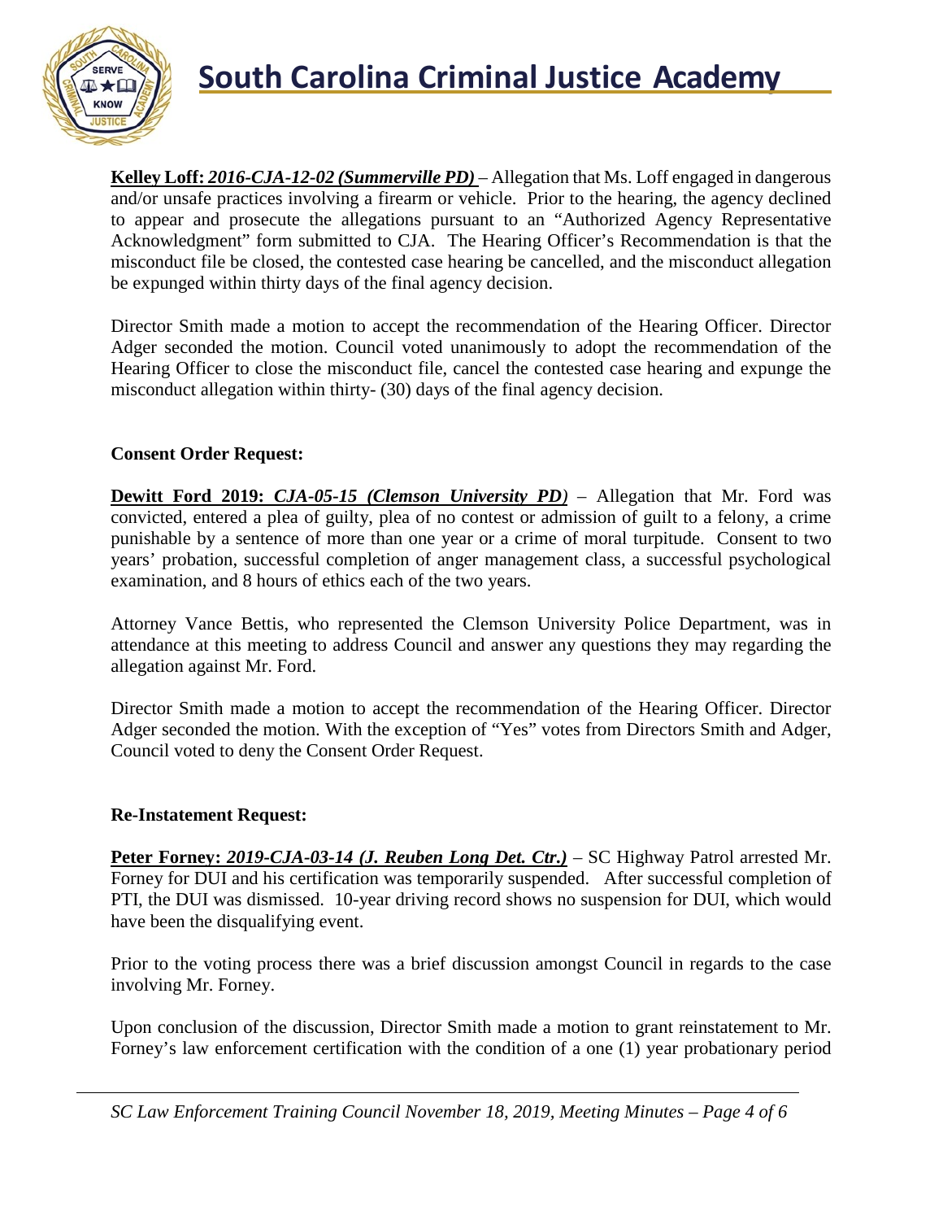**Kelley Loff:** ***2016-CJA-12-02 (Summerville PD)*** – Allegation that Ms. Loff engaged in dangerous and/or unsafe practices involving a firearm or vehicle. Prior to the hearing, the agency declined to appear and prosecute the allegations pursuant to an "Authorized Agency Representative Acknowledgment" form submitted to CJA. The Hearing Officer's Recommendation is that the misconduct file be closed, the contested case hearing be cancelled, and the misconduct allegation be expunged within thirty days of the final agency decision.

Director Smith made a motion to accept the recommendation of the Hearing Officer. Director Adger seconded the motion. Council voted unanimously to adopt the recommendation of the Hearing Officer to close the misconduct file, cancel the contested case hearing and expunge the misconduct allegation within thirty- (30) days of the final agency decision.

**Consent Order Request:**

**Dewitt Ford 2019:** ***CJA-05-15 (Clemson University PD)*** – Allegation that Mr. Ford was convicted, entered a plea of guilty, plea of no contest or admission of guilt to a felony, a crime punishable by a sentence of more than one year or a crime of moral turpitude. Consent to two years' probation, successful completion of anger management class, a successful psychological examination, and 8 hours of ethics each of the two years.

Attorney Vance Bettis, who represented the Clemson University Police Department, was in attendance at this meeting to address Council and answer any questions they may regarding the allegation against Mr. Ford.

Director Smith made a motion to accept the recommendation of the Hearing Officer. Director Adger seconded the motion. With the exception of "Yes" votes from Directors Smith and Adger, Council voted to deny the Consent Order Request.

**Re-Instatement Request:**

**Peter Forney:** ***2019-CJA-03-14 (J. Reuben Long Det. Ctr.)*** – SC Highway Patrol arrested Mr. Forney for DUI and his certification was temporarily suspended. After successful completion of PTI, the DUI was dismissed. 10-year driving record shows no suspension for DUI, which would have been the disqualifying event.

Prior to the voting process there was a brief discussion amongst Council in regards to the case involving Mr. Forney.

Upon conclusion of the discussion, Director Smith made a motion to grant reinstatement to Mr. Forney's law enforcement certification with the condition of a one (1) year probationary period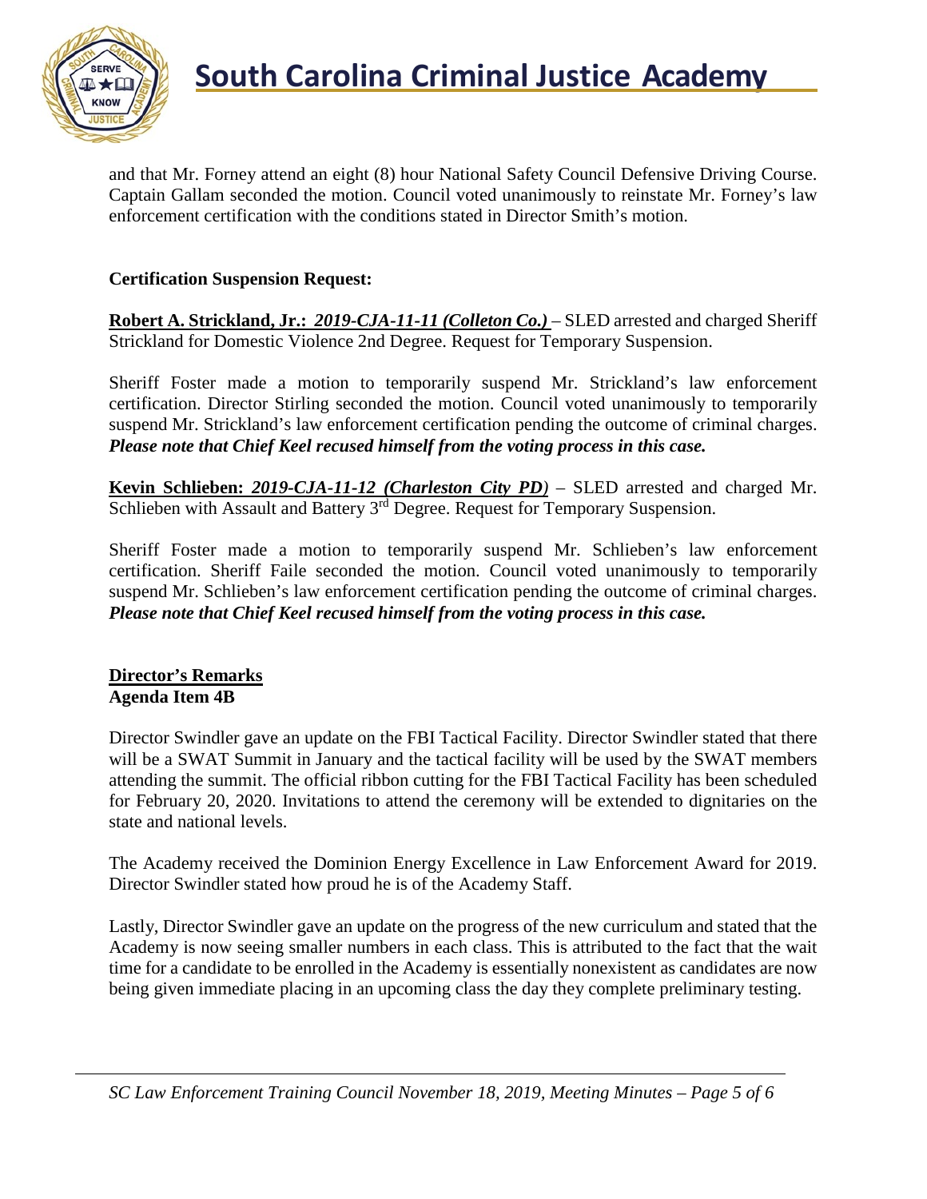and that Mr. Forney attend an eight (8) hour National Safety Council Defensive Driving Course. Captain Gallam seconded the motion. Council voted unanimously to reinstate Mr. Forney's law enforcement certification with the conditions stated in Director Smith's motion.

**Certification Suspension Request:**

**Robert A. Strickland, Jr.: *2019-CJA-11-11 (Colleton Co.)*** – SLED arrested and charged Sheriff Strickland for Domestic Violence 2nd Degree. Request for Temporary Suspension.

Sheriff Foster made a motion to temporarily suspend Mr. Strickland's law enforcement certification. Director Stirling seconded the motion. Council voted unanimously to temporarily suspend Mr. Strickland's law enforcement certification pending the outcome of criminal charges. ***Please note that Chief Keel recused himself from the voting process in this case.***

**Kevin Schlieben: *2019-CJA-11-12 (Charleston City PD)*** – SLED arrested and charged Mr. Schlieben with Assault and Battery 3rd Degree. Request for Temporary Suspension.

Sheriff Foster made a motion to temporarily suspend Mr. Schlieben's law enforcement certification. Sheriff Faile seconded the motion. Council voted unanimously to temporarily suspend Mr. Schlieben's law enforcement certification pending the outcome of criminal charges. ***Please note that Chief Keel recused himself from the voting process in this case.***

**Director's Remarks**
**Agenda Item 4B**

Director Swindler gave an update on the FBI Tactical Facility. Director Swindler stated that there will be a SWAT Summit in January and the tactical facility will be used by the SWAT members attending the summit. The official ribbon cutting for the FBI Tactical Facility has been scheduled for February 20, 2020. Invitations to attend the ceremony will be extended to dignitaries on the state and national levels.

The Academy received the Dominion Energy Excellence in Law Enforcement Award for 2019. Director Swindler stated how proud he is of the Academy Staff.

Lastly, Director Swindler gave an update on the progress of the new curriculum and stated that the Academy is now seeing smaller numbers in each class. This is attributed to the fact that the wait time for a candidate to be enrolled in the Academy is essentially nonexistent as candidates are now being given immediate placing in an upcoming class the day they complete preliminary testing.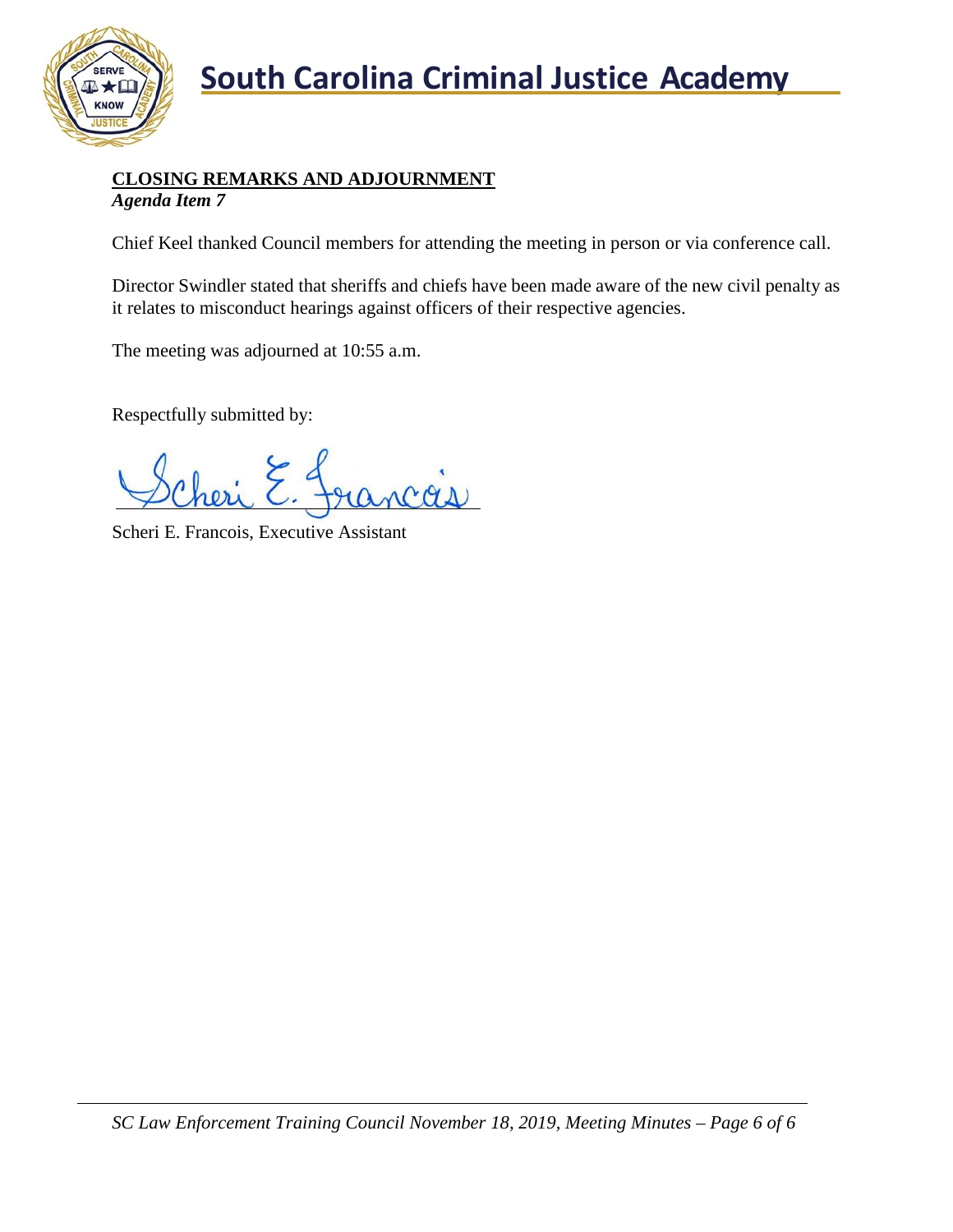**CLOSING REMARKS AND ADJOURNMENT**
***Agenda Item 7***

Chief Keel thanked Council members for attending the meeting in person or via conference call.

Director Swindler stated that sheriffs and chiefs have been made aware of the new civil penalty as it relates to misconduct hearings against officers of their respective agencies.

The meeting was adjourned at 10:55 a.m.

Respectfully submitted by:

Scheri E. Francois, Executive Assistant